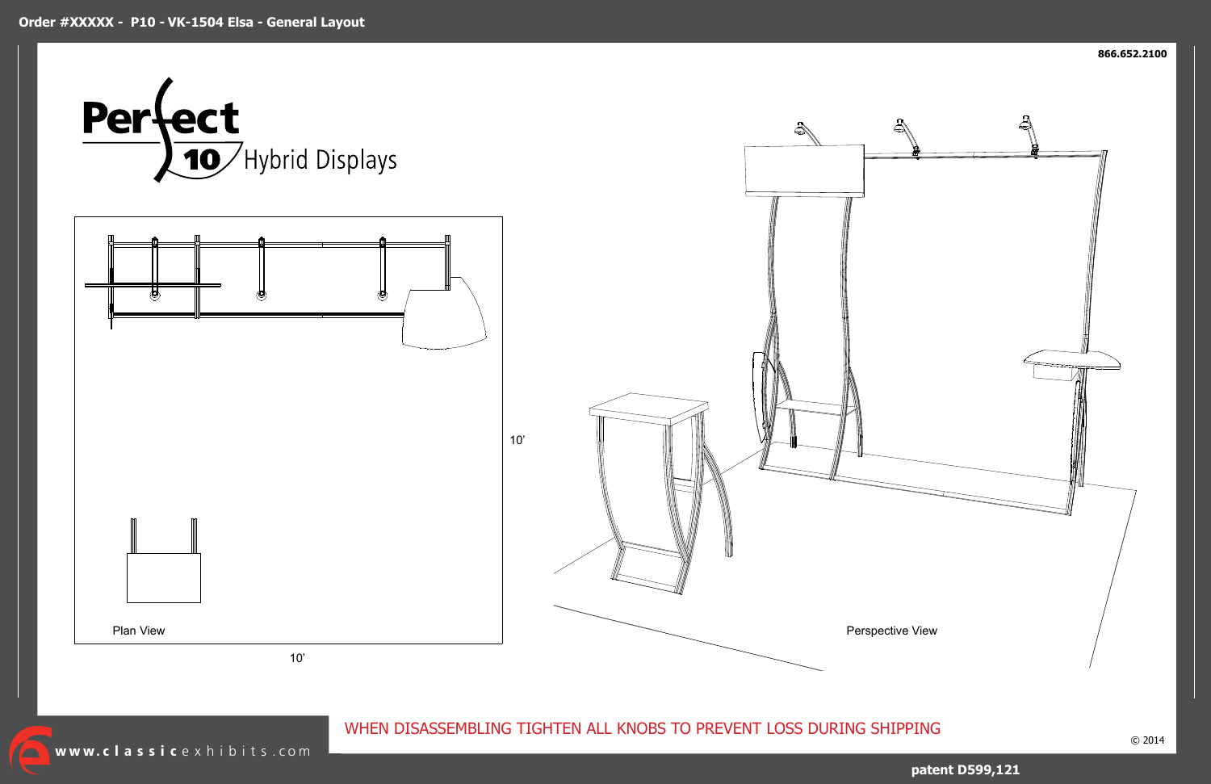Order #XXXXX - P10 - VK-1504 Elsa - General Layout

866.652.2100

Perfect 10 Hybrid Displays

10'

Plan View

10'

Perspective View

WHEN DISASSEMBLING TIGHTEN ALL KNOBS TO PREVENT LOSS DURING SHIPPING

www.classicexhibits.com

© 2014

patent D599,121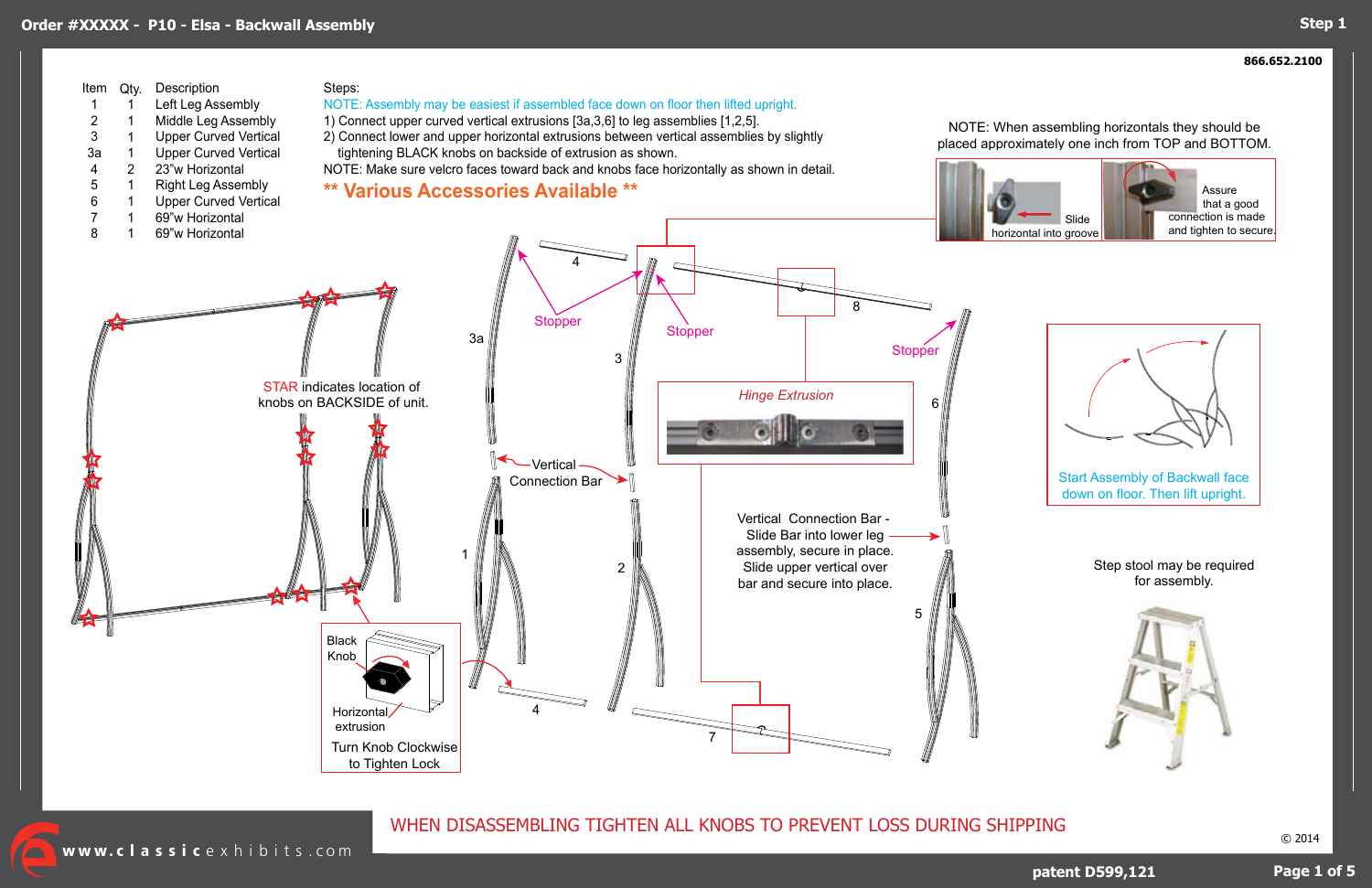# Order #XXXXX - P10 - Elsa - Backwall Assembly

## Step 1

866.652.2100

| Item | Qty. | Description |
|---|---|---|
| 1 | 1 | Left Leg Assembly |
| 2 | 1 | Middle Leg Assembly |
| 3 | 1 | Upper Curved Vertical |
| 3a | 1 | Upper Curved Vertical |
| 4 | 2 | 23"w Horizontal |
| 5 | 1 | Right Leg Assembly |
| 6 | 1 | Upper Curved Vertical |
| 7 | 1 | 69"w Horizontal |
| 8 | 1 | 69"w Horizontal |

Steps:

NOTE: Assembly may be easiest if assembled face down on floor then lifted upright.

1) Connect upper curved vertical extrusions [3a,3,6] to leg assemblies [1,2,5].

2) Connect lower and upper horizontal extrusions between vertical assemblies by slightly tightening BLACK knobs on backside of extrusion as shown.

NOTE: Make sure velcro faces toward back and knobs face horizontally as shown in detail.

**\*\* Various Accessories Available \*\***

NOTE: When assembling horizontals they should be placed approximately one inch from TOP and BOTTOM.

Slide horizontal into groove

Assure that a good connection is made and tighten to secure.

STAR indicates location of knobs on BACKSIDE of unit.

Stopper

Stopper

Stopper

Hinge Extrusion

Vertical Connection Bar

Vertical Connection Bar - Slide Bar into lower leg assembly, secure in place. Slide upper vertical over bar and secure into place.

Black Knob

Horizontal extrusion

Turn Knob Clockwise to Tighten Lock

Start Assembly of Backwall face down on floor. Then lift upright.

Step stool may be required for assembly.

WHEN DISASSEMBLING TIGHTEN ALL KNOBS TO PREVENT LOSS DURING SHIPPING

© 2014

www.classicexhibits.com

patent D599,121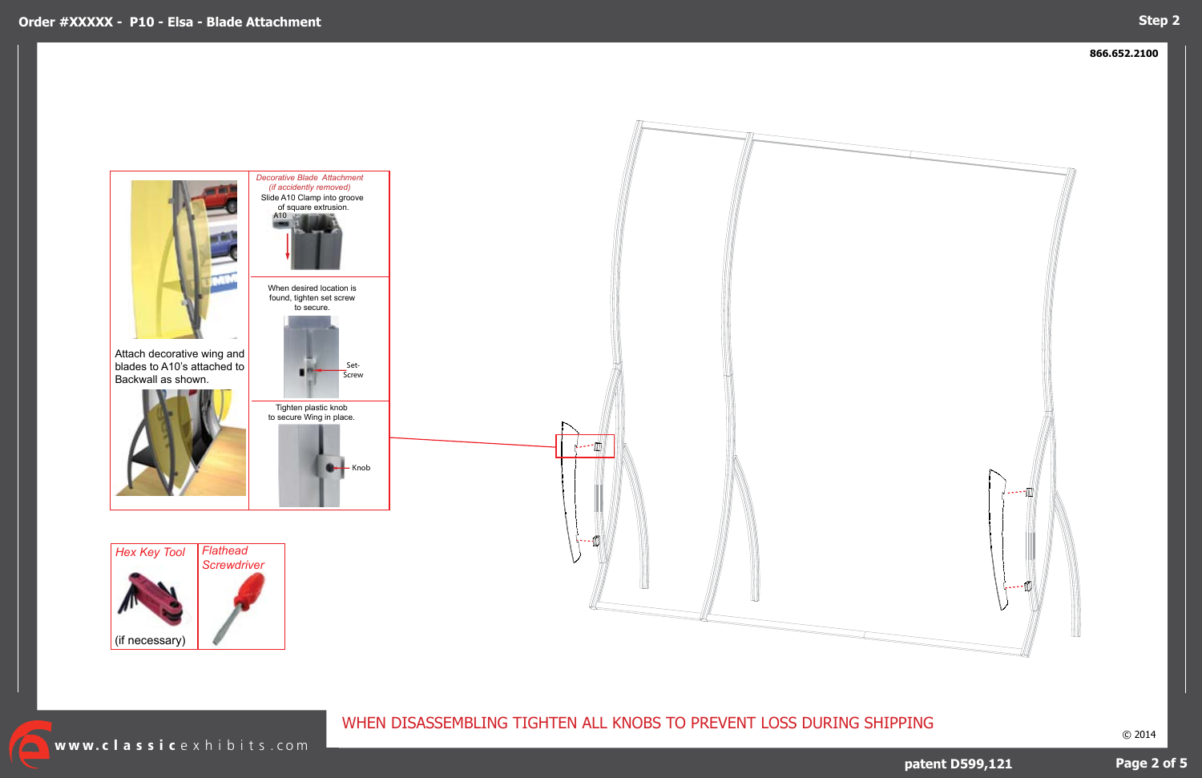# Order #XXXXX - P10 - Elsa - Blade Attachment

Step 2

866.652.2100

Attach decorative wing and blades to A10's attached to Backwall as shown.

*Decorative Blade Attachment*
*(if accidently removed)*
Slide A10 Clamp into groove of square extrusion.

A10

When desired location is found, tighten set screw to secure.

Set-Screw

Tighten plastic knob to secure Wing in place.

Knob

*Hex Key Tool*

(if necessary)

*Flathead Screwdriver*

WHEN DISASSEMBLING TIGHTEN ALL KNOBS TO PREVENT LOSS DURING SHIPPING

www.classicexhibits.com

© 2014

patent D599,121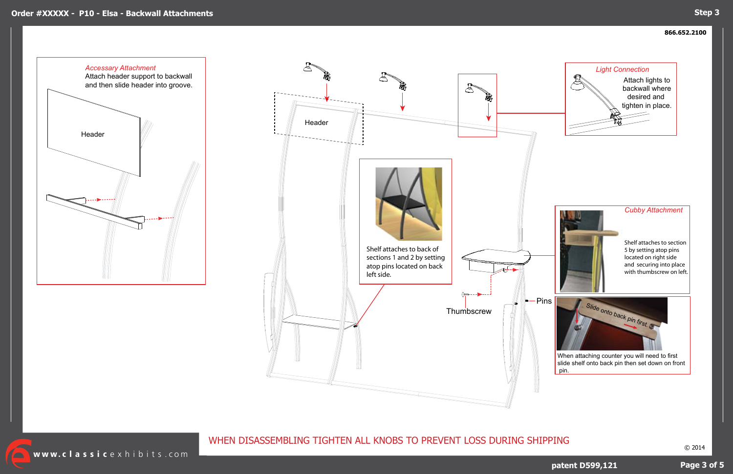# Order #XXXXX - P10 - Elsa - Backwall Attachments

**Step 3**

**866.652.2100**

*Accessory Attachment*

Attach header support to backwall and then slide header into groove.

Header

Header

*Light Connection*

Attach lights to backwall where desired and tighten in place.

Shelf attaches to back of sections 1 and 2 by setting atop pins located on back left side.

*Cubby Attachment*

Shelf attaches to section 5 by setting atop pins located on right side and securing into place with thumbscrew on left.

Thumbscrew

Pins

Slide onto back pin first.

When attaching counter you will need to first slide shelf onto back pin then set down on front pin.

WHEN DISASSEMBLING TIGHTEN ALL KNOBS TO PREVENT LOSS DURING SHIPPING

© 2014

www.classicexhibits.com

patent D599,121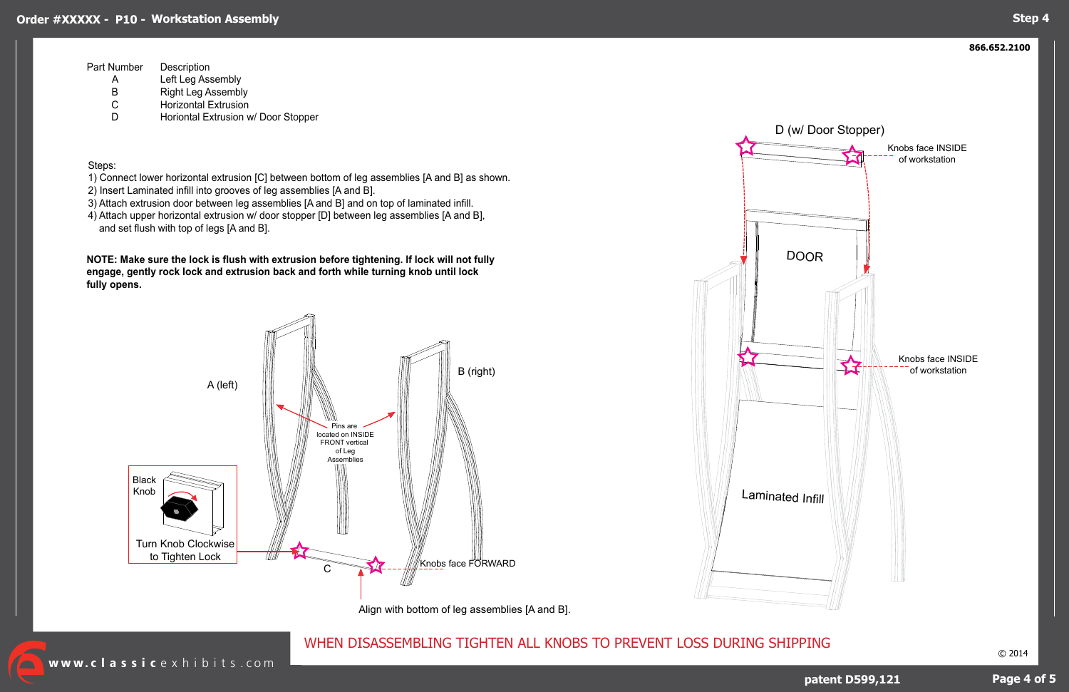Order #XXXXX - P10 - Workstation Assembly

Step 4

866.652.2100

| Part Number | Description |
|---|---|
| A | Left Leg Assembly |
| B | Right Leg Assembly |
| C | Horizontal Extrusion |
| D | Horiontal Extrusion w/ Door Stopper |

Steps:

1) Connect lower horizontal extrusion [C] between bottom of leg assemblies [A and B] as shown.
2) Insert Laminated infill into grooves of leg assemblies [A and B].
3) Attach extrusion door between leg assemblies [A and B] and on top of laminated infill.
4) Attach upper horizontal extrusion w/ door stopper [D] between leg assemblies [A and B], and set flush with top of legs [A and B].

**NOTE: Make sure the lock is flush with extrusion before tightening. If lock will not fully engage, gently rock lock and extrusion back and forth while turning knob until lock fully opens.**

A (left)

B (right)

Pins are located on INSIDE FRONT vertical of Leg Assemblies

Black Knob

Turn Knob Clockwise to Tighten Lock

C

Knobs face FORWARD

Align with bottom of leg assemblies [A and B].

D (w/ Door Stopper)

Knobs face INSIDE of workstation

DOOR

Knobs face INSIDE of workstation

Laminated Infill

WHEN DISASSEMBLING TIGHTEN ALL KNOBS TO PREVENT LOSS DURING SHIPPING

www.classicexhibits.com

© 2014

patent D599,121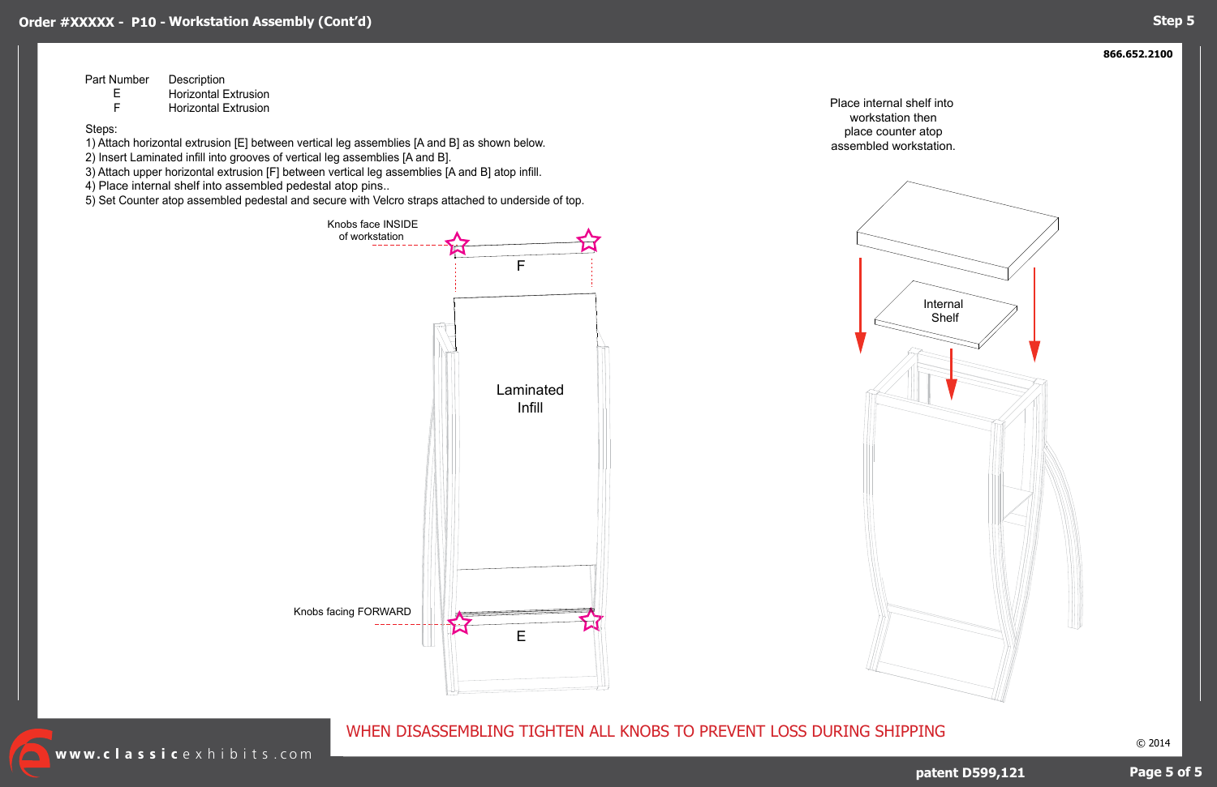# Order #XXXXX - P10 - Workstation Assembly (Cont'd)

## Step 5

866.652.2100

| Part Number | Description |
| --- | --- |
| E | Horizontal Extrusion |
| F | Horizontal Extrusion |

Steps:

1) Attach horizontal extrusion [E] between vertical leg assemblies [A and B] as shown below.
2) Insert Laminated infill into grooves of vertical leg assemblies [A and B].
3) Attach upper horizontal extrusion [F] between vertical leg assemblies [A and B] atop infill.
4) Place internal shelf into assembled pedestal atop pins..
5) Set Counter atop assembled pedestal and secure with Velcro straps attached to underside of top.

Knobs face INSIDE of workstation

F

Laminated Infill

Knobs facing FORWARD

E

Place internal shelf into workstation then place counter atop assembled workstation.

Internal Shelf

WHEN DISASSEMBLING TIGHTEN ALL KNOBS TO PREVENT LOSS DURING SHIPPING

www.classicexhibits.com

© 2014

patent D599,121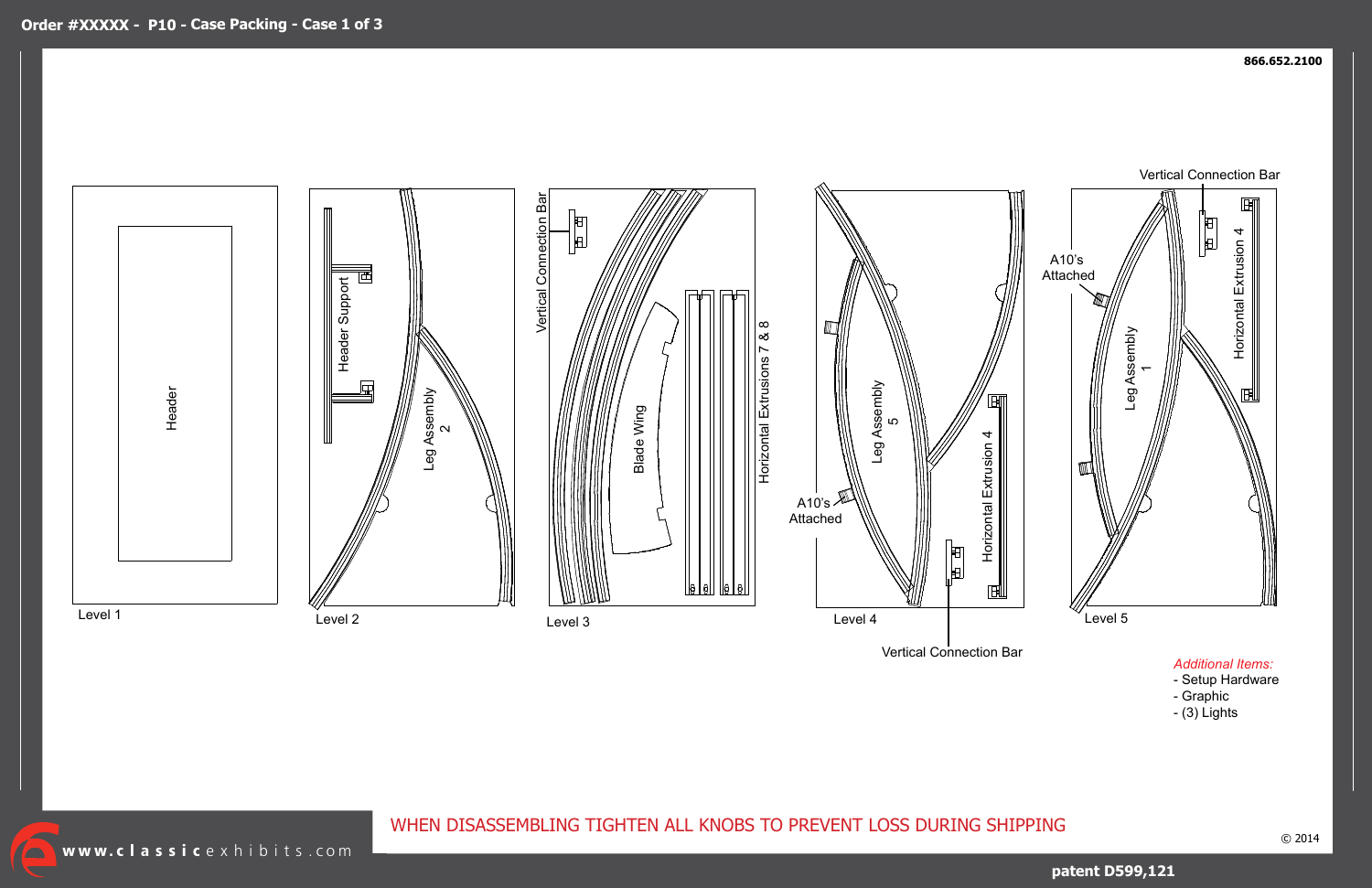# Order #XXXXX - P10 - Case Packing - Case 1 of 3

866.652.2100

Header

Level 1

Header Support

Leg Assembly 2

Level 2

Vertical Connection Bar

Blade Wing

Horizontal Extrusions 7 & 8

Level 3

A10's Attached

Leg Assembly 5

Horizontal Extrusion 4

Vertical Connection Bar

Level 4

Vertical Connection Bar

A10's Attached

Leg Assembly 1

Horizontal Extrusion 4

Level 5

*Additional Items:*

- Setup Hardware
- Graphic
- (3) Lights

WHEN DISASSEMBLING TIGHTEN ALL KNOBS TO PREVENT LOSS DURING SHIPPING

www.classicexhibits.com

© 2014

patent D599,121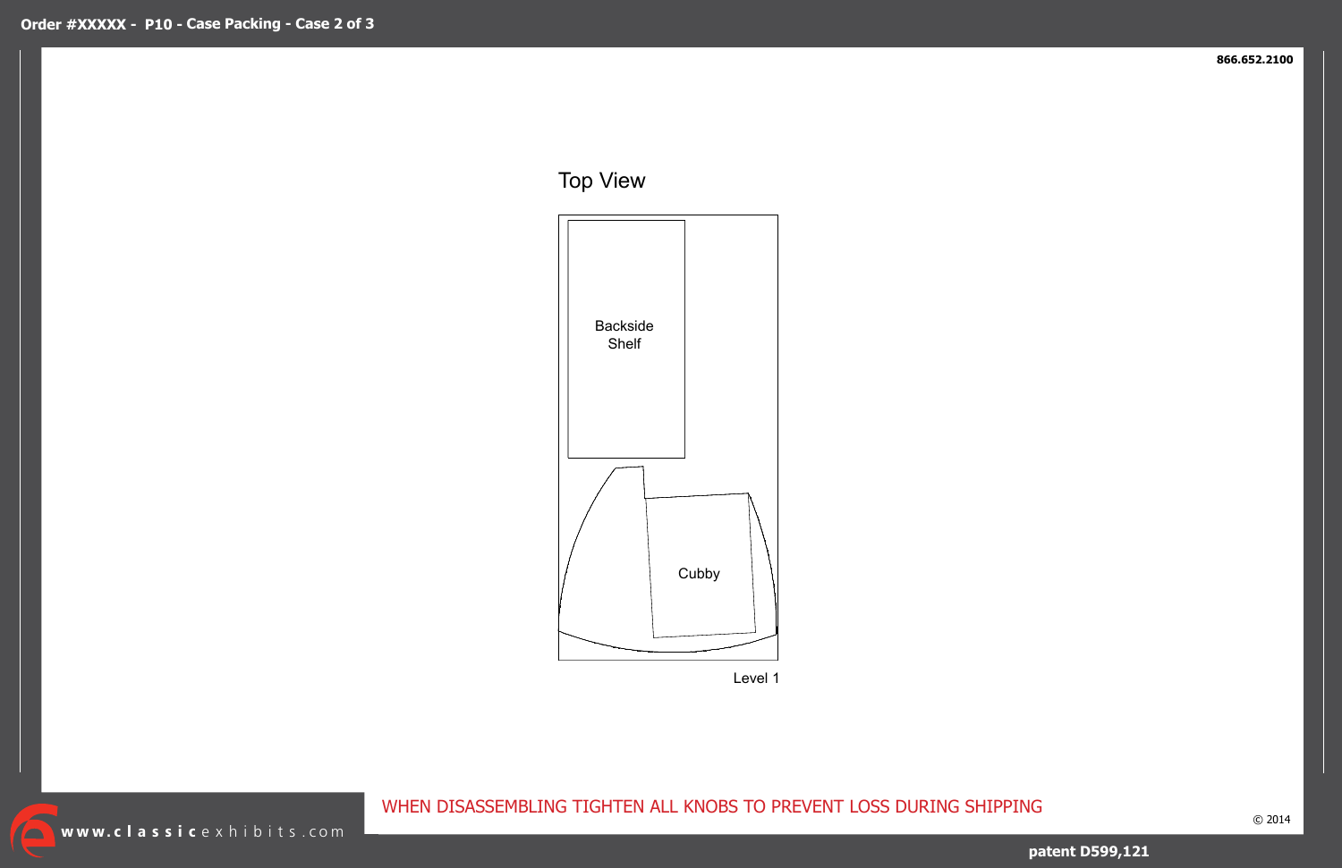Order #XXXXX - P10 - Case Packing - Case 2 of 3

866.652.2100

## Top View

Backside Shelf

Cubby

Level 1

WHEN DISASSEMBLING TIGHTEN ALL KNOBS TO PREVENT LOSS DURING SHIPPING

www.classicexhibits.com

© 2014

patent D599,121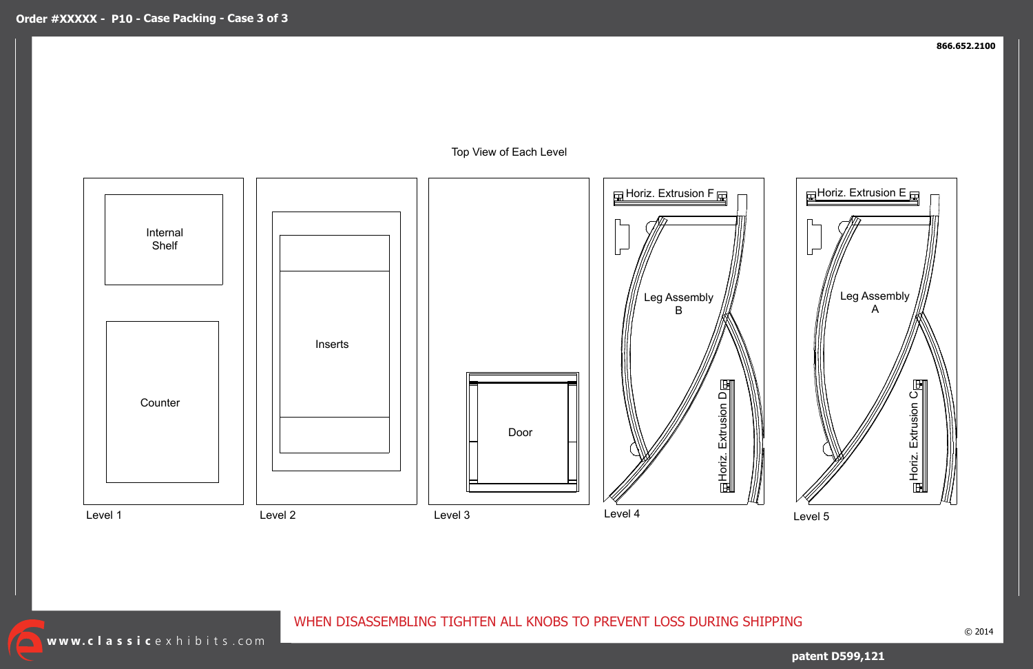# Order #XXXXX - P10 - Case Packing - Case 3 of 3

866.652.2100

Top View of Each Level

Internal Shelf

Counter

Level 1

Inserts

Level 2

Door

Level 3

Horiz. Extrusion F

Leg Assembly B

Horiz. Extrusion D

Level 4

Horiz. Extrusion E

Leg Assembly A

Horiz. Extrusion C

Level 5

WHEN DISASSEMBLING TIGHTEN ALL KNOBS TO PREVENT LOSS DURING SHIPPING

www.classicexhibits.com

© 2014

patent D599,121